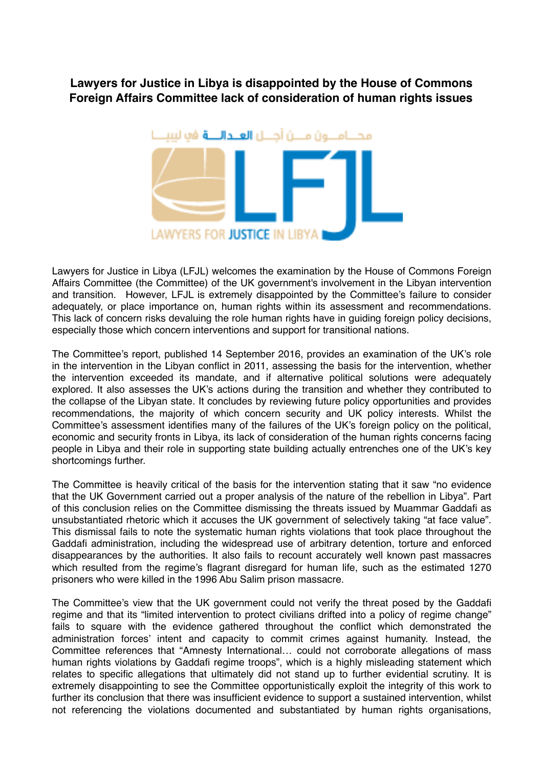# Lawyers for Justice in Libya is disappointed by the House of Commons Foreign Affairs Committee lack of consideration of human rights issues

Lawyers for Justice in Libya (LFJL) welcomes the examination by the House of Commons Foreign Affairs Committee (the Committee) of the UK government's involvement in the Libyan intervention and transition. However, LFJL is extremely disappointed by the Committee's failure to consider adequately, or place importance on, human rights within its assessment and recommendations. This lack of concern risks devaluing the role human rights have in guiding foreign policy decisions, especially those which concern interventions and support for transitional nations.

The Committee's report, published 14 September 2016, provides an examination of the UK's role in the intervention in the Libyan conflict in 2011, assessing the basis for the intervention, whether the intervention exceeded its mandate, and if alternative political solutions were adequately explored. It also assesses the UK's actions during the transition and whether they contributed to the collapse of the Libyan state. It concludes by reviewing future policy opportunities and provides recommendations, the majority of which concern security and UK policy interests. Whilst the Committee's assessment identifies many of the failures of the UK's foreign policy on the political, economic and security fronts in Libya, its lack of consideration of the human rights concerns facing people in Libya and their role in supporting state building actually entrenches one of the UK's key shortcomings further.

The Committee is heavily critical of the basis for the intervention stating that it saw "no evidence that the UK Government carried out a proper analysis of the nature of the rebellion in Libya". Part of this conclusion relies on the Committee dismissing the threats issued by Muammar Gaddafi as unsubstantiated rhetoric which it accuses the UK government of selectively taking "at face value". This dismissal fails to note the systematic human rights violations that took place throughout the Gaddafi administration, including the widespread use of arbitrary detention, torture and enforced disappearances by the authorities. It also fails to recount accurately well known past massacres which resulted from the regime's flagrant disregard for human life, such as the estimated 1270 prisoners who were killed in the 1996 Abu Salim prison massacre.

The Committee's view that the UK government could not verify the threat posed by the Gaddafi regime and that its "limited intervention to protect civilians drifted into a policy of regime change" fails to square with the evidence gathered throughout the conflict which demonstrated the administration forces' intent and capacity to commit crimes against humanity. Instead, the Committee references that "Amnesty International… could not corroborate allegations of mass human rights violations by Gaddafi regime troops", which is a highly misleading statement which relates to specific allegations that ultimately did not stand up to further evidential scrutiny. It is extremely disappointing to see the Committee opportunistically exploit the integrity of this work to further its conclusion that there was insufficient evidence to support a sustained intervention, whilst not referencing the violations documented and substantiated by human rights organisations,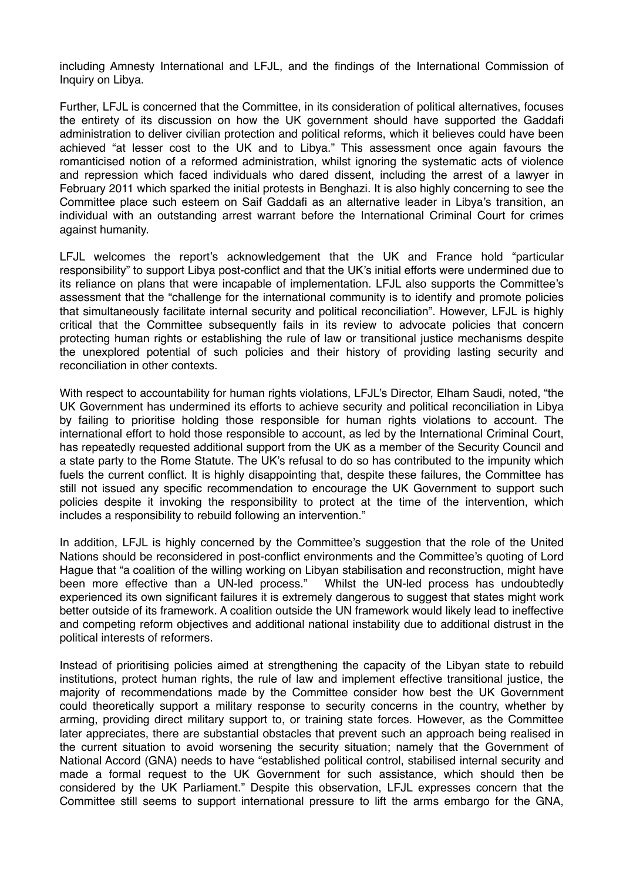including Amnesty International and LFJL, and the findings of the International Commission of Inquiry on Libya.

Further, LFJL is concerned that the Committee, in its consideration of political alternatives, focuses the entirety of its discussion on how the UK government should have supported the Gaddafi administration to deliver civilian protection and political reforms, which it believes could have been achieved "at lesser cost to the UK and to Libya." This assessment once again favours the romanticised notion of a reformed administration, whilst ignoring the systematic acts of violence and repression which faced individuals who dared dissent, including the arrest of a lawyer in February 2011 which sparked the initial protests in Benghazi. It is also highly concerning to see the Committee place such esteem on Saif Gaddafi as an alternative leader in Libya's transition, an individual with an outstanding arrest warrant before the International Criminal Court for crimes against humanity.

LFJL welcomes the report's acknowledgement that the UK and France hold "particular responsibility" to support Libya post-conflict and that the UK's initial efforts were undermined due to its reliance on plans that were incapable of implementation. LFJL also supports the Committee's assessment that the "challenge for the international community is to identify and promote policies that simultaneously facilitate internal security and political reconciliation". However, LFJL is highly critical that the Committee subsequently fails in its review to advocate policies that concern protecting human rights or establishing the rule of law or transitional justice mechanisms despite the unexplored potential of such policies and their history of providing lasting security and reconciliation in other contexts.

With respect to accountability for human rights violations, LFJL's Director, Elham Saudi, noted, "the UK Government has undermined its efforts to achieve security and political reconciliation in Libya by failing to prioritise holding those responsible for human rights violations to account. The international effort to hold those responsible to account, as led by the International Criminal Court, has repeatedly requested additional support from the UK as a member of the Security Council and a state party to the Rome Statute. The UK's refusal to do so has contributed to the impunity which fuels the current conflict. It is highly disappointing that, despite these failures, the Committee has still not issued any specific recommendation to encourage the UK Government to support such policies despite it invoking the responsibility to protect at the time of the intervention, which includes a responsibility to rebuild following an intervention."

In addition, LFJL is highly concerned by the Committee's suggestion that the role of the United Nations should be reconsidered in post-conflict environments and the Committee's quoting of Lord Hague that "a coalition of the willing working on Libyan stabilisation and reconstruction, might have been more effective than a UN-led process." Whilst the UN-led process has undoubtedly experienced its own significant failures it is extremely dangerous to suggest that states might work better outside of its framework. A coalition outside the UN framework would likely lead to ineffective and competing reform objectives and additional national instability due to additional distrust in the political interests of reformers.

Instead of prioritising policies aimed at strengthening the capacity of the Libyan state to rebuild institutions, protect human rights, the rule of law and implement effective transitional justice, the majority of recommendations made by the Committee consider how best the UK Government could theoretically support a military response to security concerns in the country, whether by arming, providing direct military support to, or training state forces. However, as the Committee later appreciates, there are substantial obstacles that prevent such an approach being realised in the current situation to avoid worsening the security situation; namely that the Government of National Accord (GNA) needs to have "established political control, stabilised internal security and made a formal request to the UK Government for such assistance, which should then be considered by the UK Parliament." Despite this observation, LFJL expresses concern that the Committee still seems to support international pressure to lift the arms embargo for the GNA,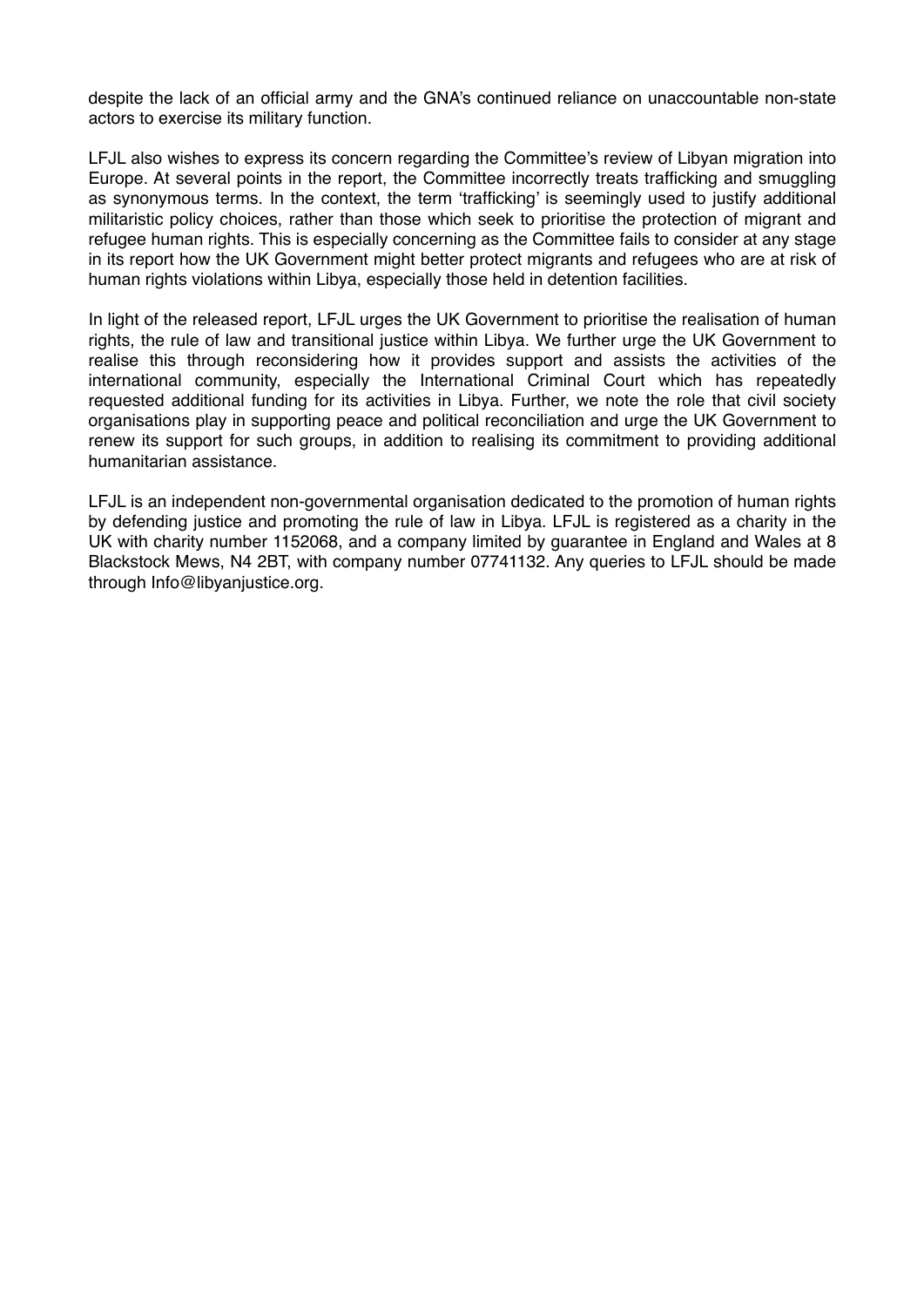despite the lack of an official army and the GNA's continued reliance on unaccountable non-state actors to exercise its military function.

LFJL also wishes to express its concern regarding the Committee's review of Libyan migration into Europe. At several points in the report, the Committee incorrectly treats trafficking and smuggling as synonymous terms. In the context, the term 'trafficking' is seemingly used to justify additional militaristic policy choices, rather than those which seek to prioritise the protection of migrant and refugee human rights. This is especially concerning as the Committee fails to consider at any stage in its report how the UK Government might better protect migrants and refugees who are at risk of human rights violations within Libya, especially those held in detention facilities.

In light of the released report, LFJL urges the UK Government to prioritise the realisation of human rights, the rule of law and transitional justice within Libya. We further urge the UK Government to realise this through reconsidering how it provides support and assists the activities of the international community, especially the International Criminal Court which has repeatedly requested additional funding for its activities in Libya. Further, we note the role that civil society organisations play in supporting peace and political reconciliation and urge the UK Government to renew its support for such groups, in addition to realising its commitment to providing additional humanitarian assistance.

LFJL is an independent non-governmental organisation dedicated to the promotion of human rights by defending justice and promoting the rule of law in Libya. LFJL is registered as a charity in the UK with charity number 1152068, and a company limited by guarantee in England and Wales at 8 Blackstock Mews, N4 2BT, with company number 07741132. Any queries to LFJL should be made through Info@libyanjustice.org.